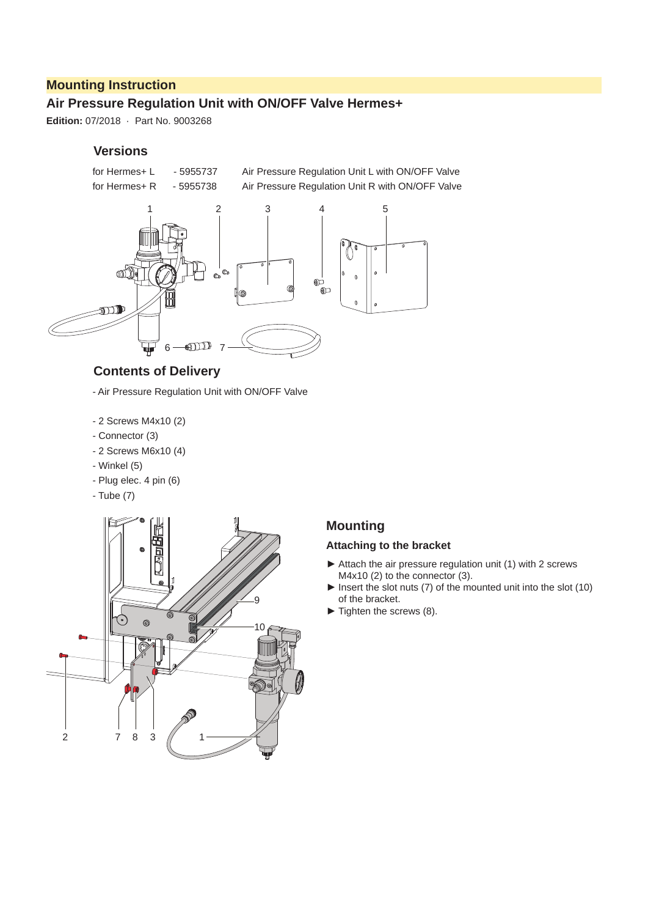# Mounting Instruction

## Air Pressure Regulation Unit with ON/OFF Valve Hermes+

**Edition:** 07/2018 · Part No. 9003268

### Versions

| | | |
|---|---|---|
| for Hermes+ L | - 5955737 | Air Pressure Regulation Unit L with ON/OFF Valve |
| for Hermes+ R | - 5955738 | Air Pressure Regulation Unit R with ON/OFF Valve |

### Contents of Delivery

- Air Pressure Regulation Unit with ON/OFF Valve

- 2 Screws M4x10 (2)
- Connector (3)
- 2 Screws M6x10 (4)
- Winkel (5)
- Plug elec. 4 pin (6)
- Tube (7)

### Mounting

#### Attaching to the bracket

► Attach the air pressure regulation unit (1) with 2 screws M4x10 (2) to the connector (3).

► Insert the slot nuts (7) of the mounted unit into the slot (10) of the bracket.

► Tighten the screws (8).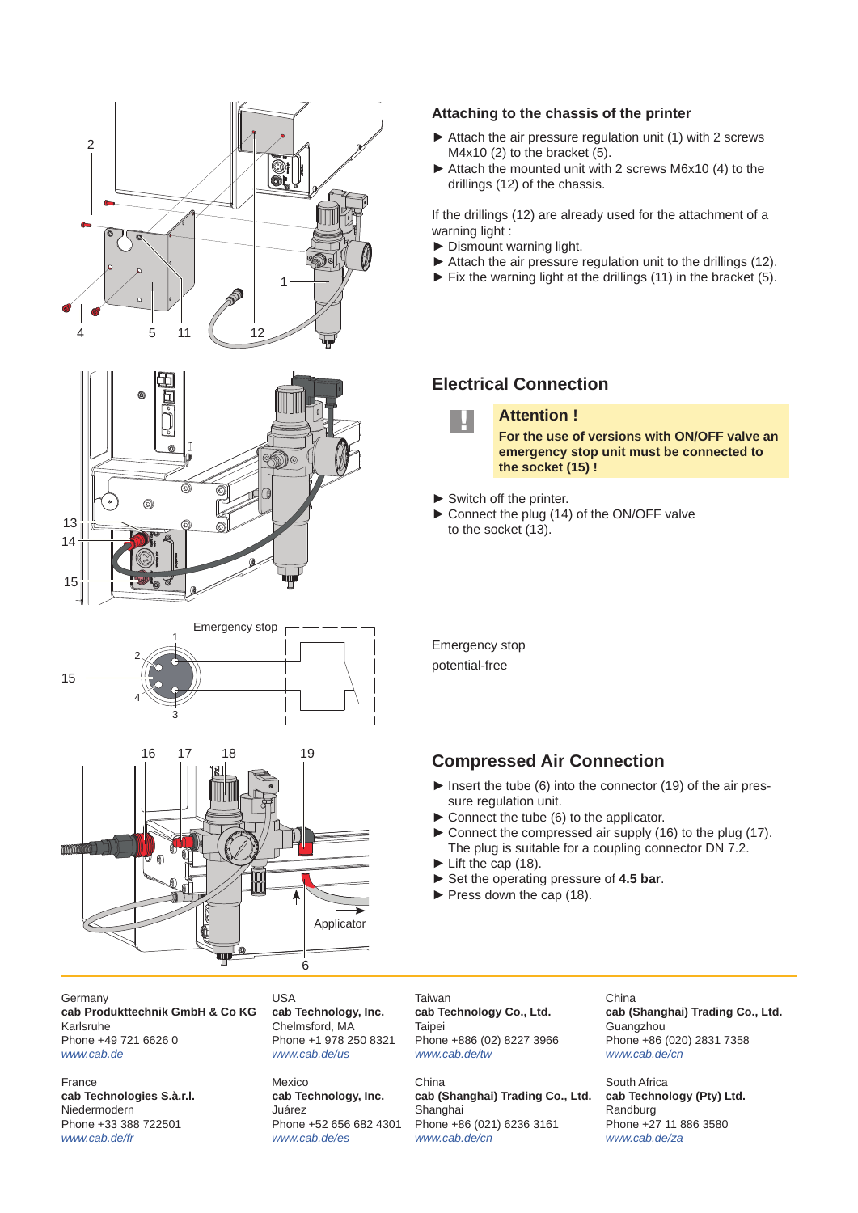### Attaching to the chassis of the printer

- ► Attach the air pressure regulation unit (1) with 2 screws M4x10 (2) to the bracket (5).
- ► Attach the mounted unit with 2 screws M6x10 (4) to the drillings (12) of the chassis.

If the drillings (12) are already used for the attachment of a warning light :

- ► Dismount warning light.
- ► Attach the air pressure regulation unit to the drillings (12).
- ► Fix the warning light at the drillings (11) in the bracket (5).

## Electrical Connection

**Attention !**

**For the use of versions with ON/OFF valve an emergency stop unit must be connected to the socket (15) !**

- ► Switch off the printer.
- ► Connect the plug (14) of the ON/OFF valve to the socket (13).

Emergency stop potential-free

## Compressed Air Connection

- ► Insert the tube (6) into the connector (19) of the air pressure regulation unit.
- ► Connect the tube (6) to the applicator.
- ► Connect the compressed air supply (16) to the plug (17). The plug is suitable for a coupling connector DN 7.2.
- ► Lift the cap (18).
- ► Set the operating pressure of **4.5 bar**.
- ► Press down the cap (18).

Germany
**cab Produkttechnik GmbH & Co KG**
Karlsruhe
Phone +49 721 6626 0
*www.cab.de*

France
**cab Technologies S.à.r.l.**
Niedermodern
Phone +33 388 722501
*www.cab.de/fr*

USA
**cab Technology, Inc.**
Chelmsford, MA
Phone +1 978 250 8321
*www.cab.de/us*

Mexico
**cab Technology, Inc.**
Juárez
Phone +52 656 682 4301
*www.cab.de/es*

Taiwan
**cab Technology Co., Ltd.**
Taipei
Phone +886 (02) 8227 3966
*www.cab.de/tw*

China
**cab (Shanghai) Trading Co., Ltd.**
Shanghai
Phone +86 (021) 6236 3161
*www.cab.de/cn*

China
**cab (Shanghai) Trading Co., Ltd.**
Guangzhou
Phone +86 (020) 2831 7358
*www.cab.de/cn*

South Africa
**cab Technology (Pty) Ltd.**
Randburg
Phone +27 11 886 3580
*www.cab.de/za*